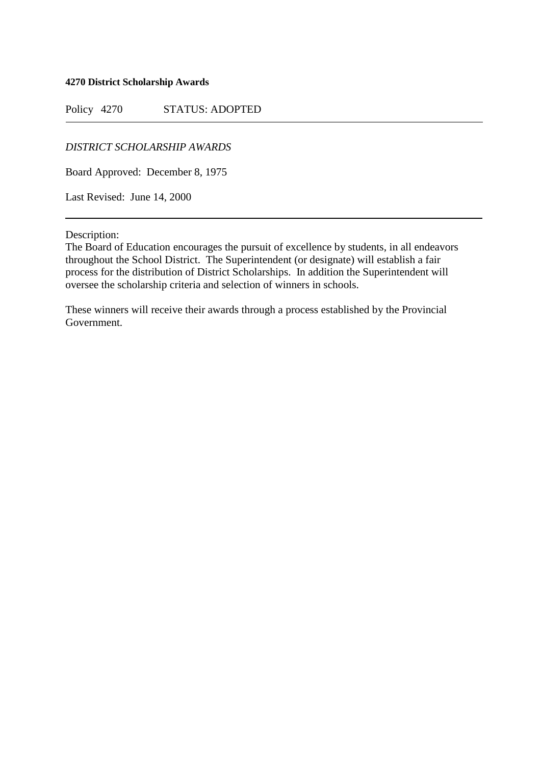**4270 District Scholarship Awards**

Policy 4270 STATUS: ADOPTED

---

*DISTRICT SCHOLARSHIP AWARDS*

Board Approved: December 8, 1975

Last Revised: June 14, 2000

---

Description:
The Board of Education encourages the pursuit of excellence by students, in all endeavors throughout the School District. The Superintendent (or designate) will establish a fair process for the distribution of District Scholarships. In addition the Superintendent will oversee the scholarship criteria and selection of winners in schools.

These winners will receive their awards through a process established by the Provincial Government.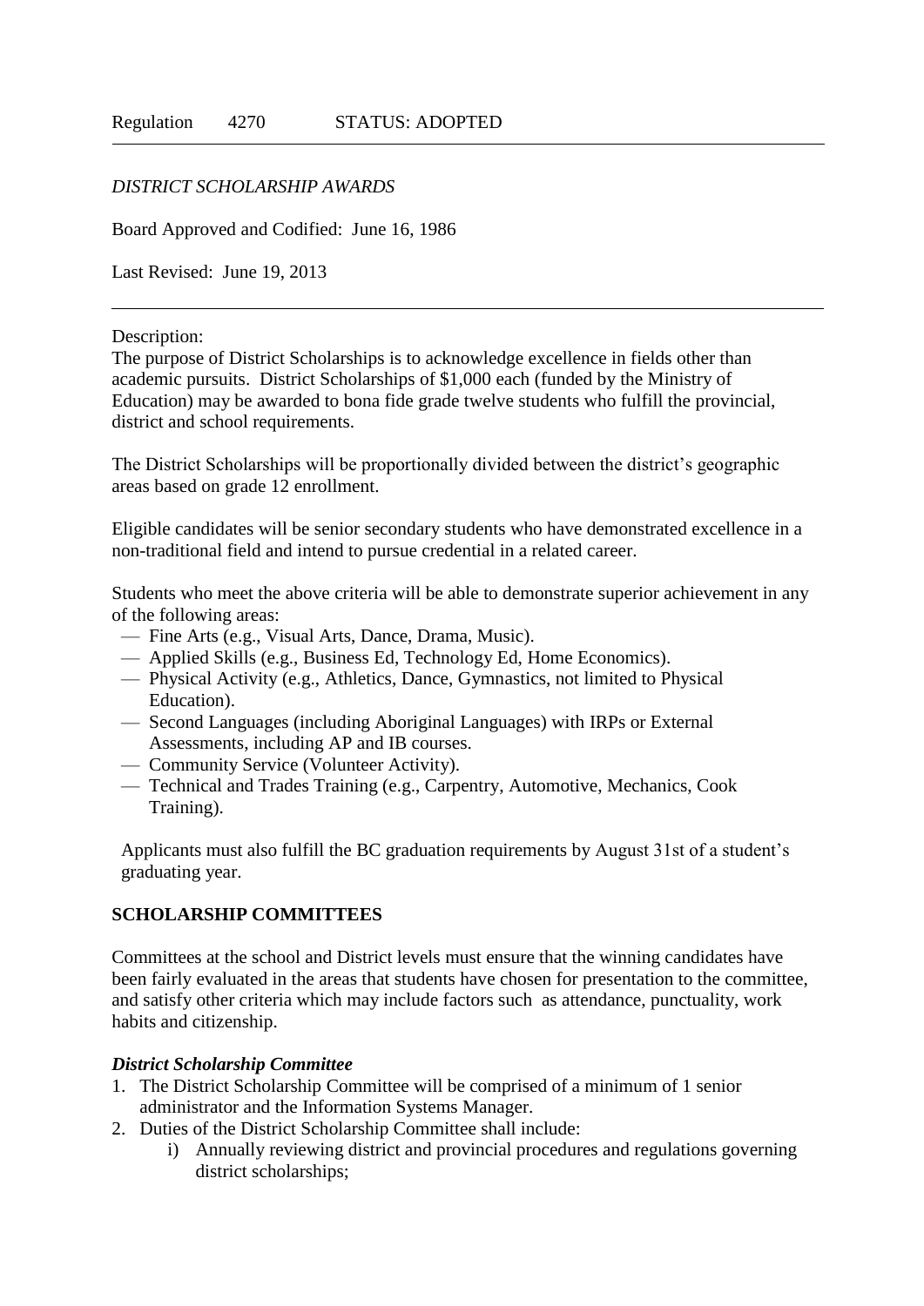Regulation 4270 STATUS: ADOPTED

---

*DISTRICT SCHOLARSHIP AWARDS*

Board Approved and Codified: June 16, 1986

Last Revised: June 19, 2013

---

Description:
The purpose of District Scholarships is to acknowledge excellence in fields other than academic pursuits. District Scholarships of $1,000 each (funded by the Ministry of Education) may be awarded to bona fide grade twelve students who fulfill the provincial, district and school requirements.

The District Scholarships will be proportionally divided between the district's geographic areas based on grade 12 enrollment.

Eligible candidates will be senior secondary students who have demonstrated excellence in a non-traditional field and intend to pursue credential in a related career.

Students who meet the above criteria will be able to demonstrate superior achievement in any of the following areas:

- Fine Arts (e.g., Visual Arts, Dance, Drama, Music).
- Applied Skills (e.g., Business Ed, Technology Ed, Home Economics).
- Physical Activity (e.g., Athletics, Dance, Gymnastics, not limited to Physical Education).
- Second Languages (including Aboriginal Languages) with IRPs or External Assessments, including AP and IB courses.
- Community Service (Volunteer Activity).
- Technical and Trades Training (e.g., Carpentry, Automotive, Mechanics, Cook Training).

Applicants must also fulfill the BC graduation requirements by August 31st of a student's graduating year.

## SCHOLARSHIP COMMITTEES

Committees at the school and District levels must ensure that the winning candidates have been fairly evaluated in the areas that students have chosen for presentation to the committee, and satisfy other criteria which may include factors such as attendance, punctuality, work habits and citizenship.

### *District Scholarship Committee*

1. The District Scholarship Committee will be comprised of a minimum of 1 senior administrator and the Information Systems Manager.
2. Duties of the District Scholarship Committee shall include:
   i) Annually reviewing district and provincial procedures and regulations governing district scholarships;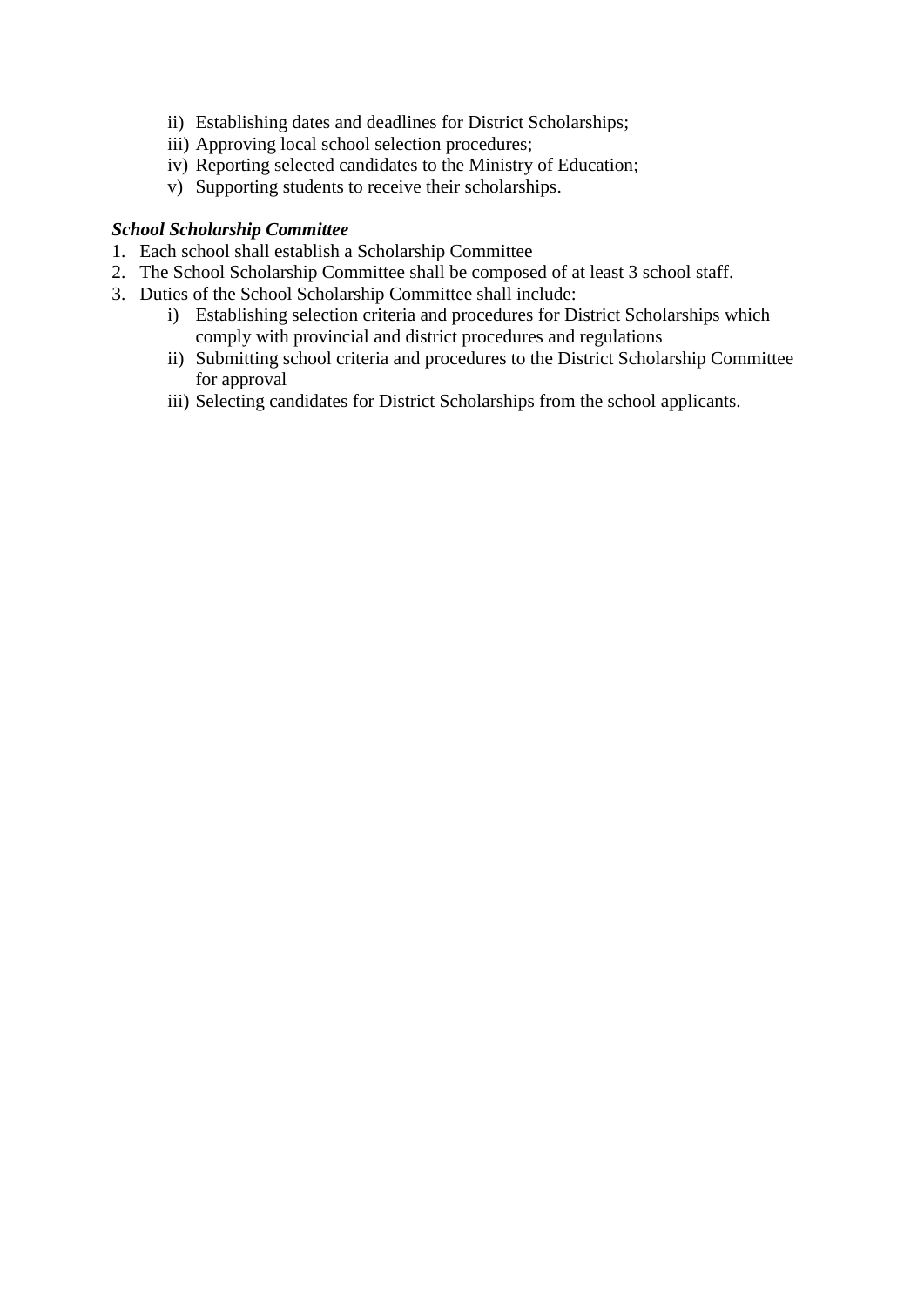ii) Establishing dates and deadlines for District Scholarships;
   iii) Approving local school selection procedures;
   iv) Reporting selected candidates to the Ministry of Education;
   v) Supporting students to receive their scholarships.

***School Scholarship Committee***

1. Each school shall establish a Scholarship Committee
2. The School Scholarship Committee shall be composed of at least 3 school staff.
3. Duties of the School Scholarship Committee shall include:
   i) Establishing selection criteria and procedures for District Scholarships which comply with provincial and district procedures and regulations
   ii) Submitting school criteria and procedures to the District Scholarship Committee for approval
   iii) Selecting candidates for District Scholarships from the school applicants.